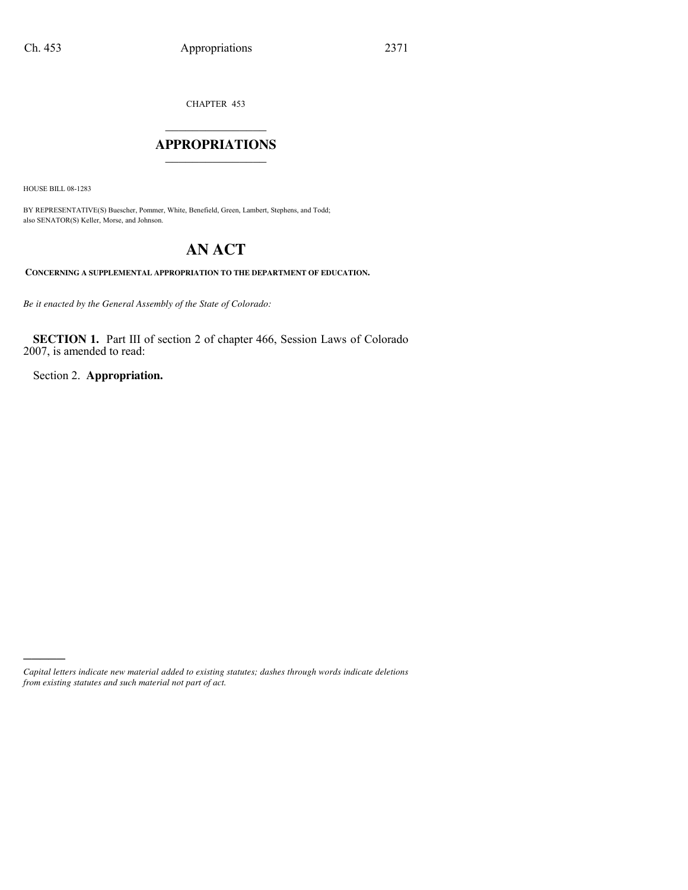CHAPTER 453

# APPROPRIATIONS

HOUSE BILL 08-1283

BY REPRESENTATIVE(S) Buescher, Pommer, White, Benefield, Green, Lambert, Stephens, and Todd; also SENATOR(S) Keller, Morse, and Johnson.

# AN ACT

**CONCERNING A SUPPLEMENTAL APPROPRIATION TO THE DEPARTMENT OF EDUCATION.**

*Be it enacted by the General Assembly of the State of Colorado:*

**SECTION 1.** Part III of section 2 of chapter 466, Session Laws of Colorado 2007, is amended to read:

Section 2. **Appropriation.**

*Capital letters indicate new material added to existing statutes; dashes through words indicate deletions from existing statutes and such material not part of act.*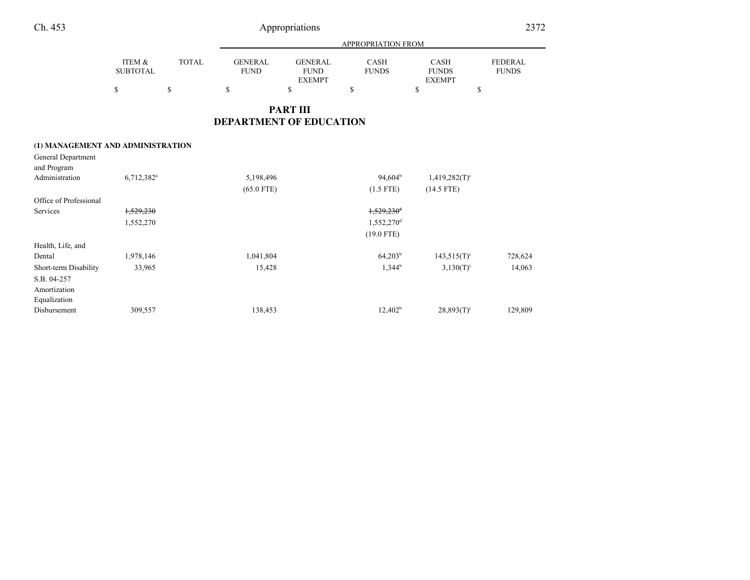## PART III
## DEPARTMENT OF EDUCATION

| | ITEM & SUBTOTAL | TOTAL | GENERAL FUND | GENERAL FUND EXEMPT | CASH FUNDS | CASH FUNDS EXEMPT | FEDERAL FUNDS |
|---|---|---|---|---|---|---|---|
| | $ | $ | $ | $ | $ | $ | $ |
| **(1) MANAGEMENT AND ADMINISTRATION** | | | | | | | |
| General Department and Program Administration | 6,712,382[a] | | 5,198,496 | | 94,604[b] | 1,419,282(T)[c] | |
| | | | (65.0 FTE) | | (1.5 FTE) | (14.5 FTE) | |
| Office of Professional Services | ~~1,529,230~~ | | | | ~~1,529,230~~[d] | | |
| | 1,552,270 | | | | 1,552,270[d] | | |
| | | | | | (19.0 FTE) | | |
| Health, Life, and Dental | 1,978,146 | | 1,041,804 | | 64,203[b] | 143,515(T)[c] | 728,624 |
| Short-term Disability | 33,965 | | 15,428 | | 1,344[b] | 3,130(T)[c] | 14,063 |
| S.B. 04-257 Amortization Equalization Disbursement | 309,557 | | 138,453 | | 12,402[b] | 28,893(T)[c] | 129,809 |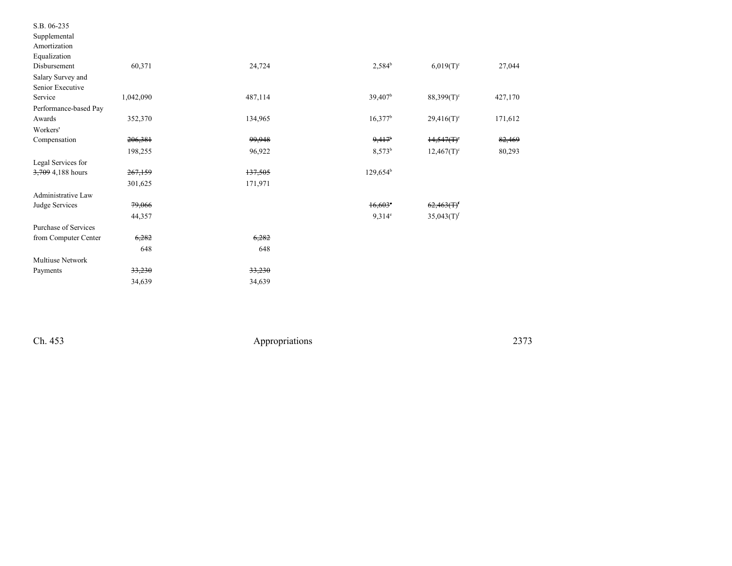| | | | | | | |
|---|---|---|---|---|---|---|
| S.B. 06-235 Supplemental Amortization Equalization Disbursement | 60,371 | 24,724 | | 2,584[b] | 6,019(T)[c] | 27,044 |
| Salary Survey and Senior Executive Service | 1,042,090 | 487,114 | | 39,407[b] | 88,399(T)[c] | 427,170 |
| Performance-based Pay Awards | 352,370 | 134,965 | | 16,377[b] | 29,416(T)[c] | 171,612 |
| Workers' Compensation | ~~206,381~~ 198,255 | ~~99,948~~ 96,922 | | ~~9,417[b]~~ 8,573[b] | ~~14,547(T)[c]~~ 12,467(T)[c] | ~~82,469~~ 80,293 |
| Legal Services for ~~3,709~~ 4,188 hours | ~~267,159~~ 301,625 | ~~137,505~~ 171,971 | | 129,654[b] | | |
| Administrative Law Judge Services | ~~79,066~~ 44,357 | | | ~~16,603[e]~~ 9,314[e] | ~~62,463(T)[f]~~ 35,043(T)[f] | |
| Purchase of Services from Computer Center | ~~6,282~~ 648 | ~~6,282~~ 648 | | | | |
| Multiuse Network Payments | ~~33,230~~ 34,639 | ~~33,230~~ 34,639 | | | | |

Ch. 453 Appropriations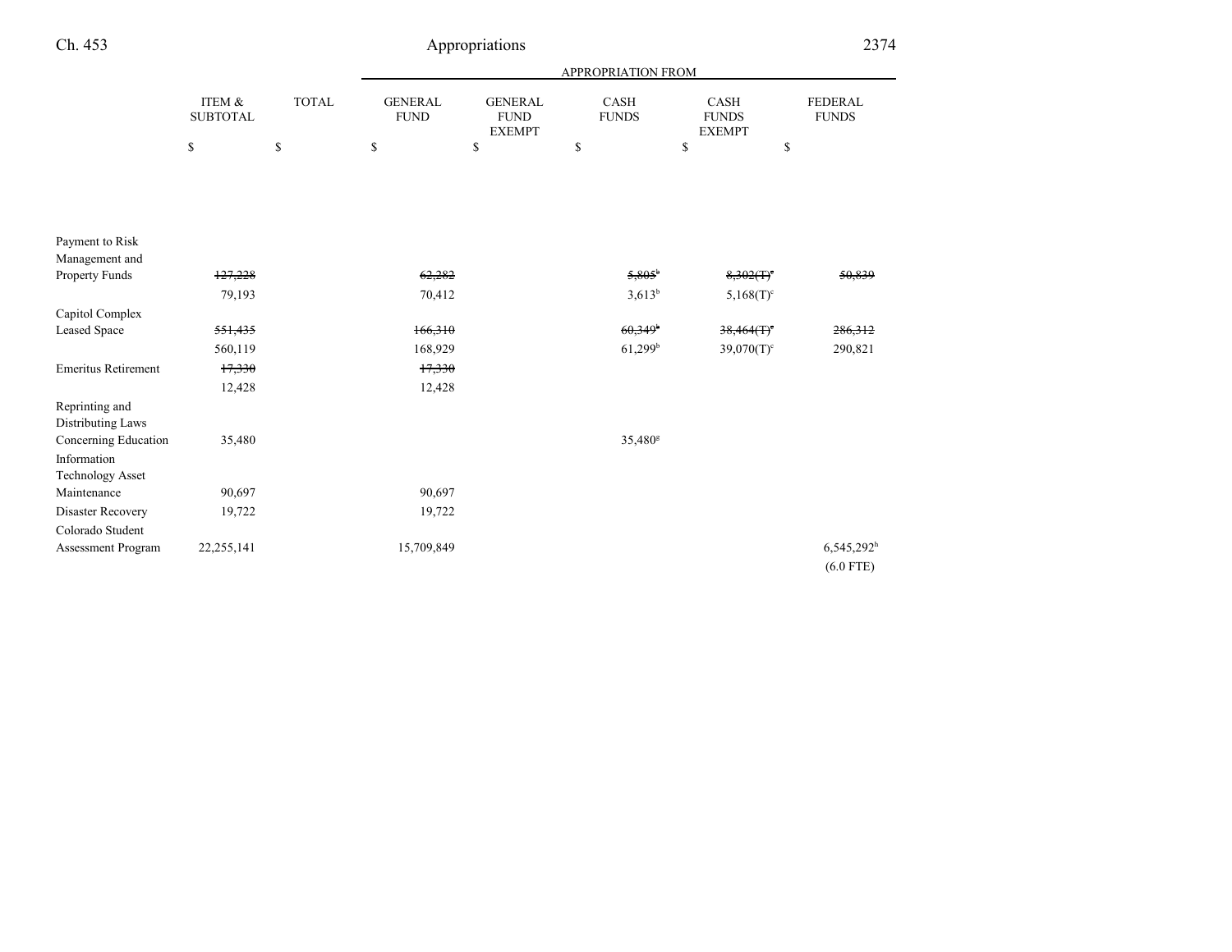| | ITEM & SUBTOTAL | TOTAL | GENERAL FUND | GENERAL FUND EXEMPT | CASH FUNDS | CASH FUNDS EXEMPT | FEDERAL FUNDS |
|---|---|---|---|---|---|---|---|
| | $ | $ | $ | $ | $ | $ | $ |
| Payment to Risk Management and Property Funds | ~~127,228~~ | | ~~62,282~~ | | ~~5,805[b]~~ | ~~8,302(T)[c]~~ | ~~50,839~~ |
| | 79,193 | | 70,412 | | 3,613[b] | 5,168(T)[c] | |
| Capitol Complex Leased Space | ~~551,435~~ | | ~~166,310~~ | | ~~60,349[b]~~ | ~~38,464(T)[c]~~ | ~~286,312~~ |
| | 560,119 | | 168,929 | | 61,299[b] | 39,070(T)[c] | 290,821 |
| Emeritus Retirement | ~~17,330~~ | | ~~17,330~~ | | | | |
| | 12,428 | | 12,428 | | | | |
| Reprinting and Distributing Laws Concerning Education | 35,480 | | | | 35,480[g] | | |
| Information Technology Asset Maintenance | 90,697 | | 90,697 | | | | |
| Disaster Recovery | 19,722 | | 19,722 | | | | |
| Colorado Student Assessment Program | 22,255,141 | | 15,709,849 | | | | 6,545,292[h] |
| | | | | | | | (6.0 FTE) |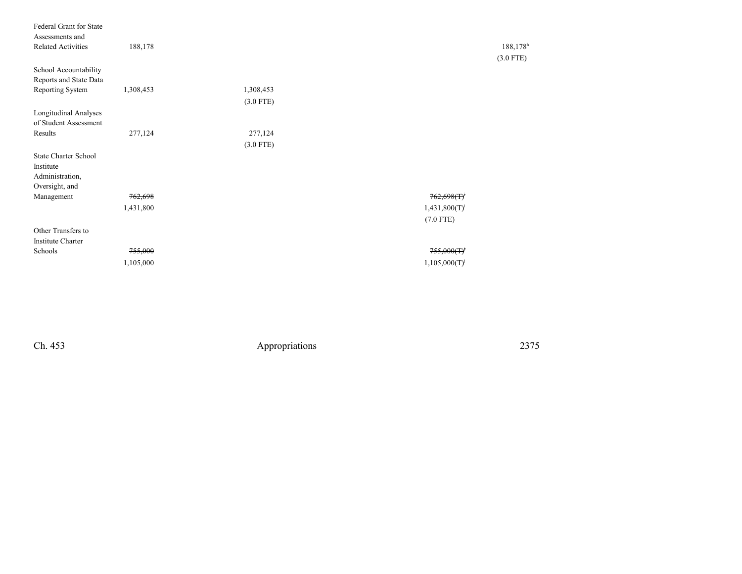| | | | | | |
|---|---|---|---|---|---|
| Federal Grant for State Assessments and Related Activities | 188,178 | | | | 188,178[h] (3.0 FTE) |
| School Accountability Reports and State Data Reporting System | 1,308,453 | 1,308,453 (3.0 FTE) | | | |
| Longitudinal Analyses of Student Assessment Results | 277,124 | 277,124 (3.0 FTE) | | | |
| State Charter School Institute Administration, Oversight, and Management | ~~762,698~~ 1,431,800 | | | ~~762,698(T)[i]~~ 1,431,800(T)[i] (7.0 FTE) | |
| Other Transfers to Institute Charter Schools | ~~755,000~~ 1,105,000 | | | ~~755,000(T)[j]~~ 1,105,000(T)[j] | |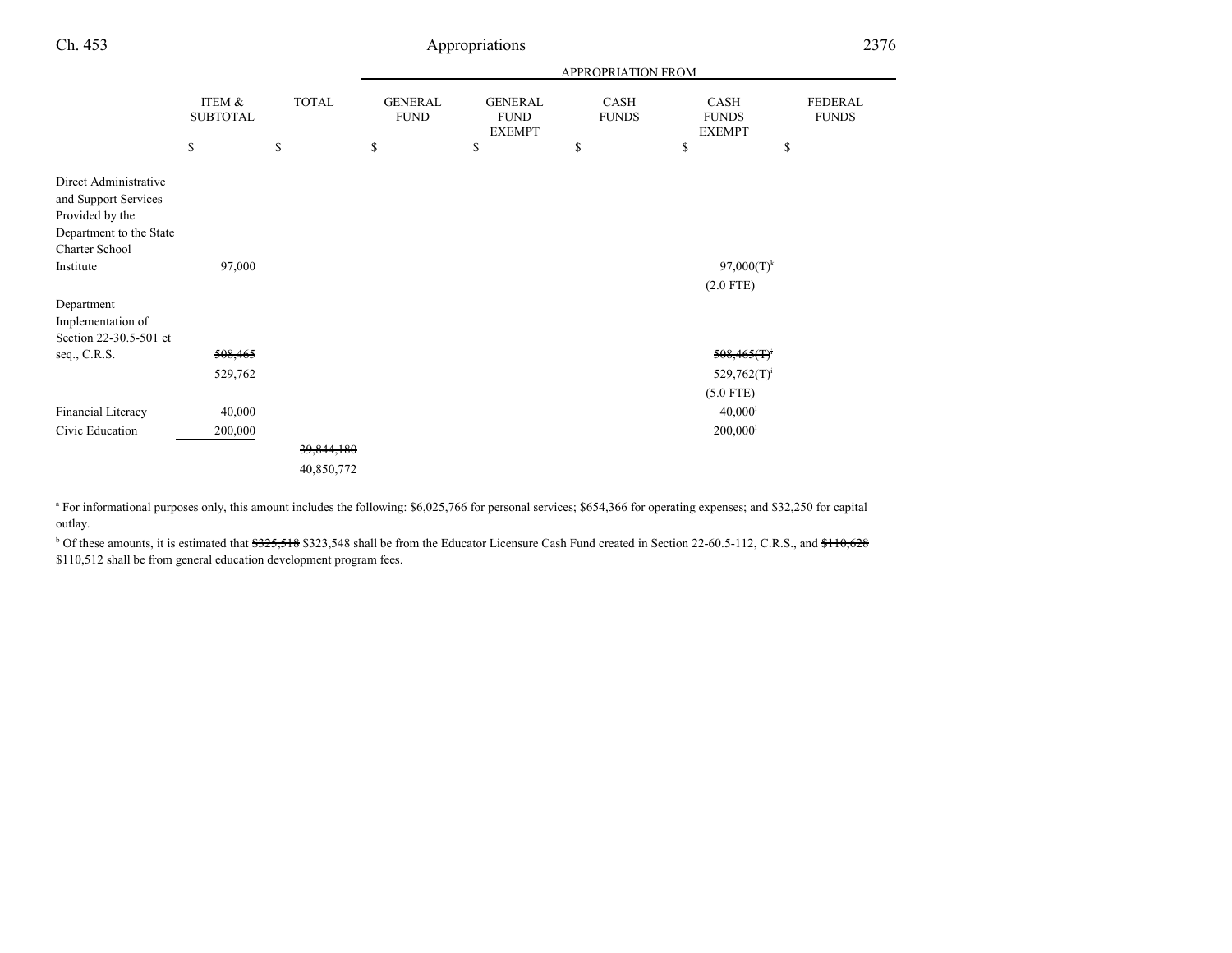| | ITEM & SUBTOTAL | TOTAL | APPROPRIATION FROM | | | | |
|---|---|---|---|---|---|---|---|
| | | | GENERAL FUND | GENERAL FUND EXEMPT | CASH FUNDS | CASH FUNDS EXEMPT | FEDERAL FUNDS |
| | $ | $ | $ | $ | $ | $ | $ |
| Direct Administrative and Support Services Provided by the Department to the State Charter School Institute | 97,000 | | | | | 97,000(T)[k] (2.0 FTE) | |
| Department Implementation of Section 22-30.5-501 et seq., C.R.S. | ~~508,465~~ 529,762 | | | | | ~~508,465(T)~~[i] 529,762(T)[i] (5.0 FTE) | |
| Financial Literacy | 40,000 | | | | | 40,000[l] | |
| Civic Education | 200,000 | | | | | 200,000[l] | |
| | | ~~39,844,180~~ 40,850,772 | | | | | |

[a] For informational purposes only, this amount includes the following: $6,025,766 for personal services; $654,366 for operating expenses; and $32,250 for capital outlay.

[b] Of these amounts, it is estimated that ~~$325,518~~ $323,548 shall be from the Educator Licensure Cash Fund created in Section 22-60.5-112, C.R.S., and ~~$110,628~~ $110,512 shall be from general education development program fees.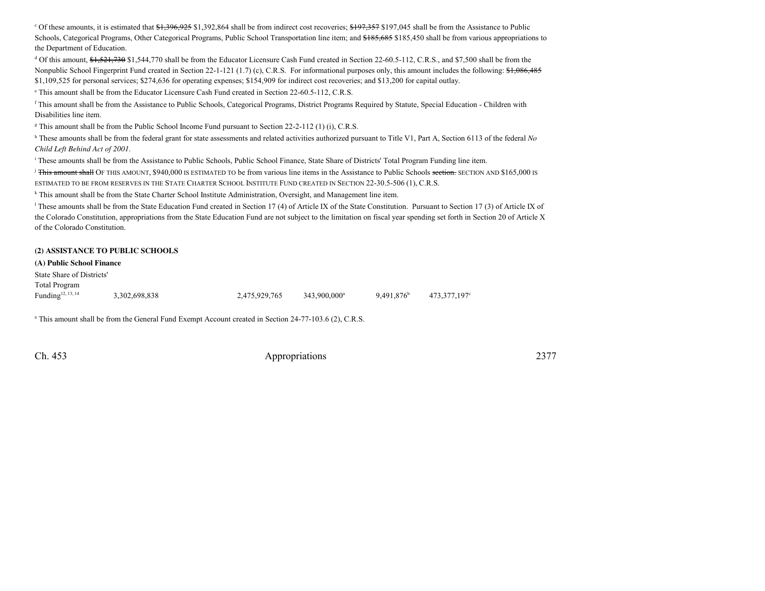[c] Of these amounts, it is estimated that ~~$1,396,925~~ $1,392,864 shall be from indirect cost recoveries; ~~$197,357~~ $197,045 shall be from the Assistance to Public Schools, Categorical Programs, Other Categorical Programs, Public School Transportation line item; and ~~$185,685~~ $185,450 shall be from various appropriations to the Department of Education.

[d] Of this amount, ~~$1,521,730~~ $1,544,770 shall be from the Educator Licensure Cash Fund created in Section 22-60.5-112, C.R.S., and $7,500 shall be from the Nonpublic School Fingerprint Fund created in Section 22-1-121 (1.7) (c), C.R.S. For informational purposes only, this amount includes the following: ~~$1,086,485~~ $1,109,525 for personal services; $274,636 for operating expenses; $154,909 for indirect cost recoveries; and $13,200 for capital outlay.

[e] This amount shall be from the Educator Licensure Cash Fund created in Section 22-60.5-112, C.R.S.

[f] This amount shall be from the Assistance to Public Schools, Categorical Programs, District Programs Required by Statute, Special Education - Children with Disabilities line item.

[g] This amount shall be from the Public School Income Fund pursuant to Section 22-2-112 (1) (i), C.R.S.

[h] These amounts shall be from the federal grant for state assessments and related activities authorized pursuant to Title V1, Part A, Section 6113 of the federal *No Child Left Behind Act of 2001*.

[i] These amounts shall be from the Assistance to Public Schools, Public School Finance, State Share of Districts' Total Program Funding line item.

[j] ~~This amount shall~~ OF THIS AMOUNT, $940,000 IS ESTIMATED TO be from various line items in the Assistance to Public Schools ~~section.~~ SECTION AND $165,000 IS ESTIMATED TO BE FROM RESERVES IN THE STATE CHARTER SCHOOL INSTITUTE FUND CREATED IN SECTION 22-30.5-506 (1), C.R.S.

[k] This amount shall be from the State Charter School Institute Administration, Oversight, and Management line item.

[l] These amounts shall be from the State Education Fund created in Section 17 (4) of Article IX of the State Constitution. Pursuant to Section 17 (3) of Article IX of the Colorado Constitution, appropriations from the State Education Fund are not subject to the limitation on fiscal year spending set forth in Section 20 of Article X of the Colorado Constitution.

**(2) ASSISTANCE TO PUBLIC SCHOOLS**

**(A) Public School Finance**

| | | | | | |
|---|---|---|---|---|---|
| State Share of Districts' Total Program Funding[12, 13, 14] | 3,302,698,838 | 2,475,929,765 | 343,900,000[a] | 9,491,876[b] | 473,377,197[c] |

[a] This amount shall be from the General Fund Exempt Account created in Section 24-77-103.6 (2), C.R.S.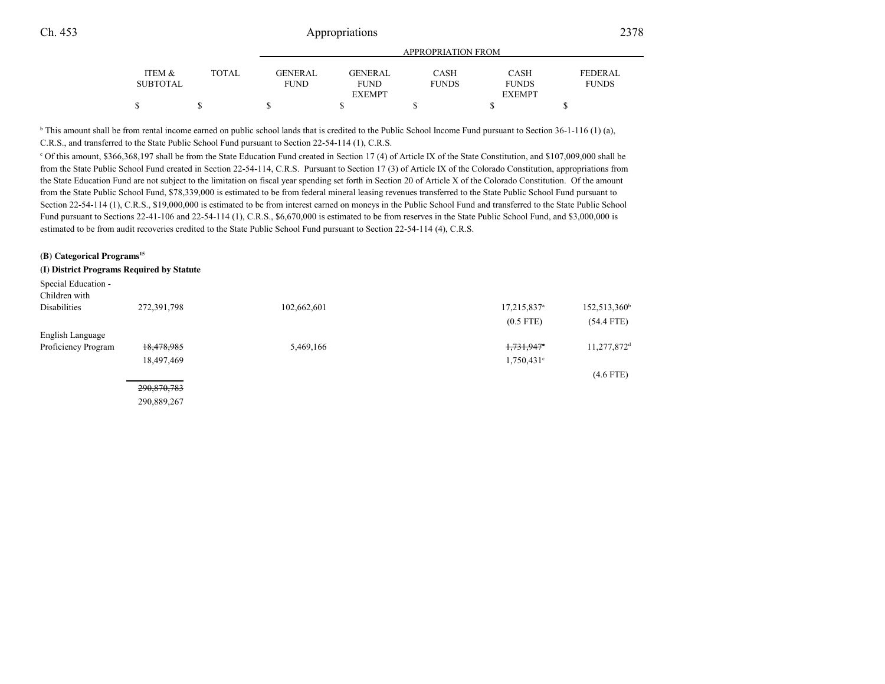| | ITEM & SUBTOTAL | TOTAL | GENERAL FUND | GENERAL FUND EXEMPT | CASH FUNDS | CASH FUNDS EXEMPT | FEDERAL FUNDS |
|---|---|---|---|---|---|---|---|
| | $ | $ | $ | $ | $ | $ | $ |

[b] This amount shall be from rental income earned on public school lands that is credited to the Public School Income Fund pursuant to Section 36-1-116 (1) (a), C.R.S., and transferred to the State Public School Fund pursuant to Section 22-54-114 (1), C.R.S.

[c] Of this amount, $366,368,197 shall be from the State Education Fund created in Section 17 (4) of Article IX of the State Constitution, and $107,009,000 shall be from the State Public School Fund created in Section 22-54-114, C.R.S. Pursuant to Section 17 (3) of Article IX of the Colorado Constitution, appropriations from the State Education Fund are not subject to the limitation on fiscal year spending set forth in Section 20 of Article X of the Colorado Constitution. Of the amount from the State Public School Fund, $78,339,000 is estimated to be from federal mineral leasing revenues transferred to the State Public School Fund pursuant to Section 22-54-114 (1), C.R.S., $19,000,000 is estimated to be from interest earned on moneys in the Public School Fund and transferred to the State Public School Fund pursuant to Sections 22-41-106 and 22-54-114 (1), C.R.S., $6,670,000 is estimated to be from reserves in the State Public School Fund, and $3,000,000 is estimated to be from audit recoveries credited to the State Public School Fund pursuant to Section 22-54-114 (4), C.R.S.

**(B) Categorical Programs**[15]

**(I) District Programs Required by Statute**

| | ITEM & SUBTOTAL | TOTAL | GENERAL FUND | GENERAL FUND EXEMPT | CASH FUNDS | CASH FUNDS EXEMPT | FEDERAL FUNDS |
|---|---|---|---|---|---|---|---|
| Special Education - Children with Disabilities | 272,391,798 | | 102,662,601 | | | 17,215,837[a] (0.5 FTE) | 152,513,360[b] (54.4 FTE) |
| English Language Proficiency Program | ~~18,478,985~~ 18,497,469 | | 5,469,166 | | | ~~1,731,947~~[c] 1,750,431[c] | 11,277,872[d] (4.6 FTE) |
| | ~~290,870,783~~ 290,889,267 | | | | | | |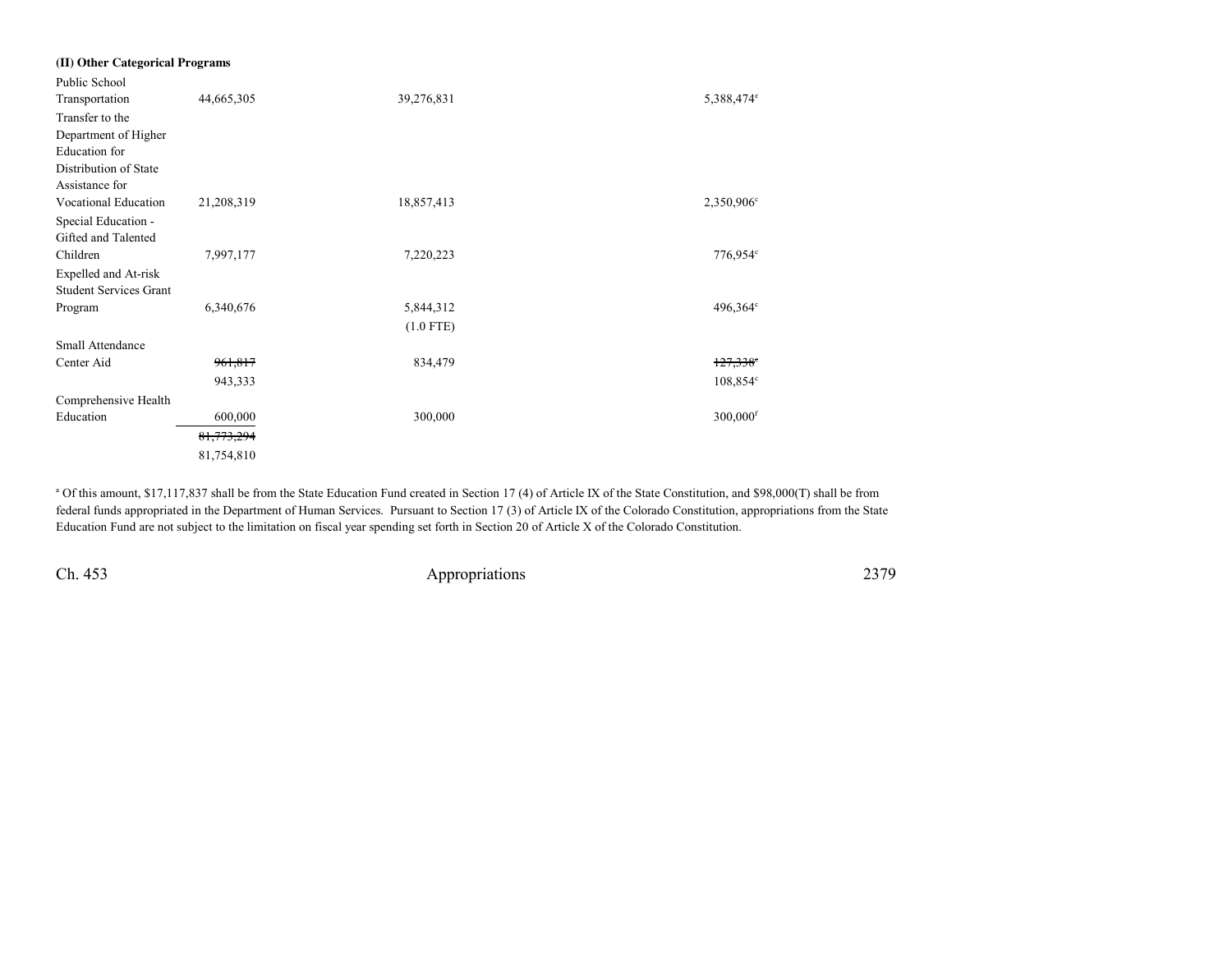**(II) Other Categorical Programs**

| | | | |
|---|---|---|---|
| Public School Transportation | 44,665,305 | 39,276,831 | 5,388,474[c] |
| Transfer to the Department of Higher Education for Distribution of State Assistance for Vocational Education | 21,208,319 | 18,857,413 | 2,350,906[c] |
| Special Education - Gifted and Talented Children | 7,997,177 | 7,220,223 | 776,954[c] |
| Expelled and At-risk Student Services Grant Program | 6,340,676 | 5,844,312<br>(1.0 FTE) | 496,364[c] |
| Small Attendance Center Aid | ~~961,817~~<br>943,333 | 834,479 | ~~127,338~~[c]<br>108,854[c] |
| Comprehensive Health Education | 600,000 | 300,000 | 300,000[f] |
| | ~~81,773,294~~<br>81,754,810 | | |

[a] Of this amount, $17,117,837 shall be from the State Education Fund created in Section 17 (4) of Article IX of the State Constitution, and $98,000(T) shall be from federal funds appropriated in the Department of Human Services. Pursuant to Section 17 (3) of Article IX of the Colorado Constitution, appropriations from the State Education Fund are not subject to the limitation on fiscal year spending set forth in Section 20 of Article X of the Colorado Constitution.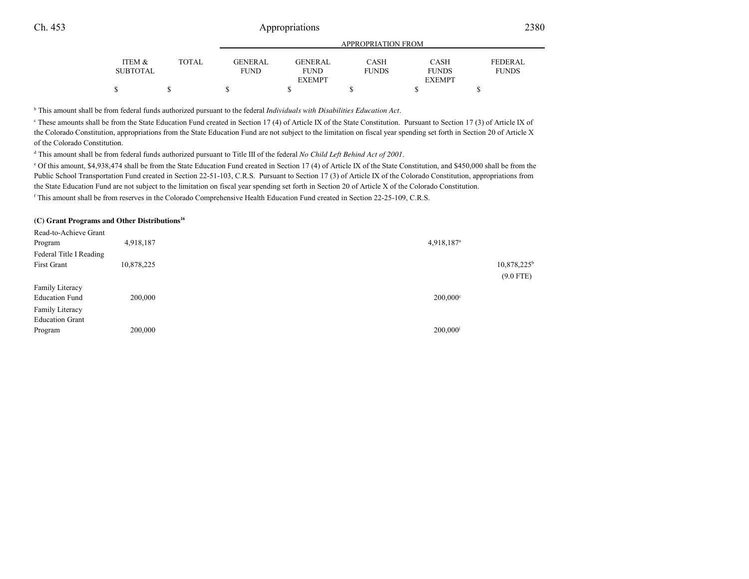| | ITEM & SUBTOTAL | TOTAL | GENERAL FUND | GENERAL FUND EXEMPT | CASH FUNDS | CASH FUNDS EXEMPT | FEDERAL FUNDS |
|---|---|---|---|---|---|---|---|
| | $ | $ | $ | $ | $ | $ | $ |

[b] This amount shall be from federal funds authorized pursuant to the federal *Individuals with Disabilities Education Act*.

[c] These amounts shall be from the State Education Fund created in Section 17 (4) of Article IX of the State Constitution. Pursuant to Section 17 (3) of Article IX of the Colorado Constitution, appropriations from the State Education Fund are not subject to the limitation on fiscal year spending set forth in Section 20 of Article X of the Colorado Constitution.

[d] This amount shall be from federal funds authorized pursuant to Title III of the federal *No Child Left Behind Act of 2001*.

[e] Of this amount, $4,938,474 shall be from the State Education Fund created in Section 17 (4) of Article IX of the State Constitution, and $450,000 shall be from the Public School Transportation Fund created in Section 22-51-103, C.R.S. Pursuant to Section 17 (3) of Article IX of the Colorado Constitution, appropriations from the State Education Fund are not subject to the limitation on fiscal year spending set forth in Section 20 of Article X of the Colorado Constitution.

[f] This amount shall be from reserves in the Colorado Comprehensive Health Education Fund created in Section 22-25-109, C.R.S.

**(C) Grant Programs and Other Distributions[16]**

| | ITEM & SUBTOTAL | TOTAL | GENERAL FUND | GENERAL FUND EXEMPT | CASH FUNDS | CASH FUNDS EXEMPT | FEDERAL FUNDS |
|---|---|---|---|---|---|---|---|
| Read-to-Achieve Grant Program | 4,918,187 | | | | | 4,918,187[a] | |
| Federal Title I Reading First Grant | 10,878,225 | | | | | | 10,878,225[b] (9.0 FTE) |
| Family Literacy Education Fund | 200,000 | | | | | 200,000[c] | |
| Family Literacy Education Grant Program | 200,000 | | | | | 200,000[j] | |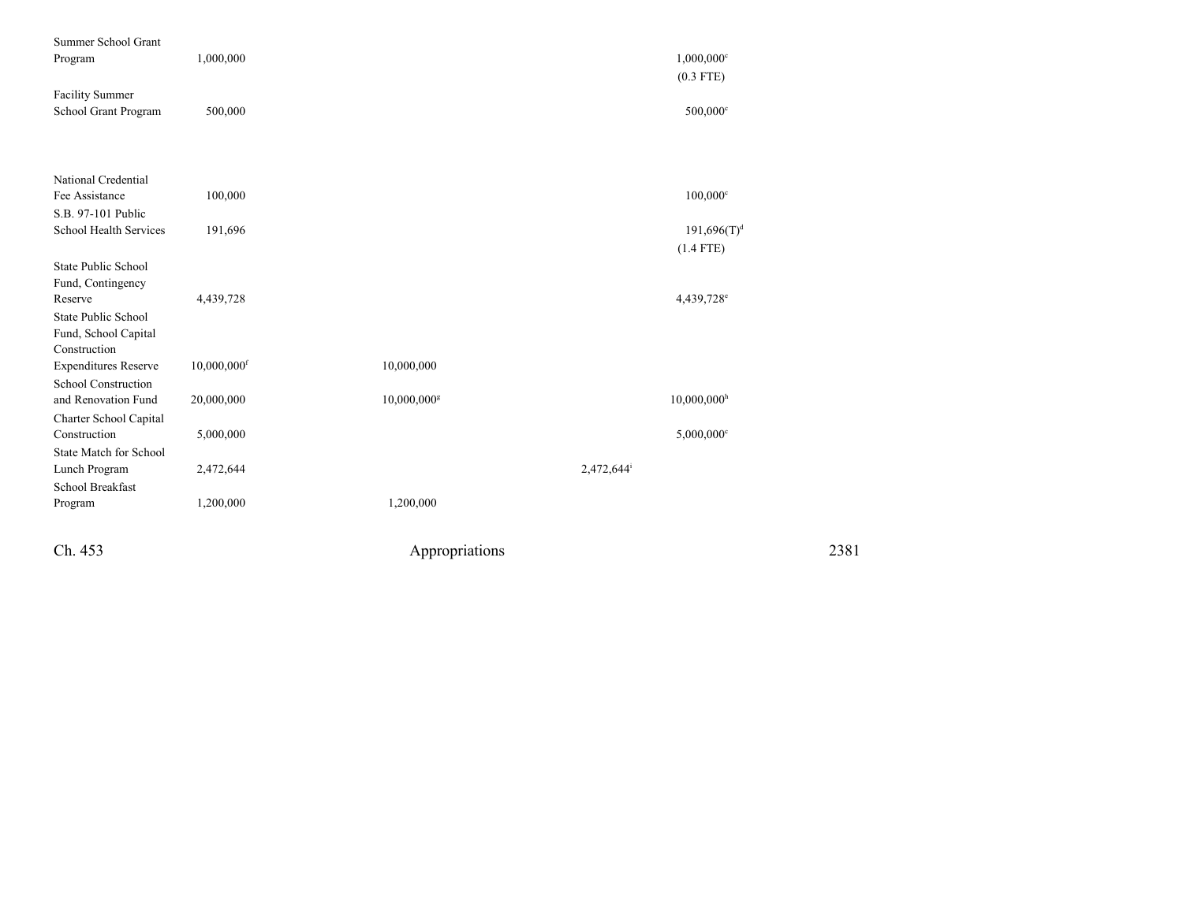| | | | | | |
|---|---|---|---|---|---|
| Summer School Grant Program | 1,000,000 | | | 1,000,000[c] (0.3 FTE) | |
| Facility Summer School Grant Program | 500,000 | | | 500,000[c] | |
| National Credential Fee Assistance | 100,000 | | | 100,000[c] | |
| S.B. 97-101 Public School Health Services | 191,696 | | | 191,696(T)[d] (1.4 FTE) | |
| State Public School Fund, Contingency Reserve | 4,439,728 | | | 4,439,728[e] | |
| State Public School Fund, School Capital Construction Expenditures Reserve | 10,000,000[f] | 10,000,000 | | | |
| School Construction and Renovation Fund | 20,000,000 | 10,000,000[g] | | 10,000,000[h] | |
| Charter School Capital Construction | 5,000,000 | | | 5,000,000[c] | |
| State Match for School Lunch Program | 2,472,644 | | 2,472,644[i] | | |
| School Breakfast Program | 1,200,000 | 1,200,000 | | | |

Ch. 453 Appropriations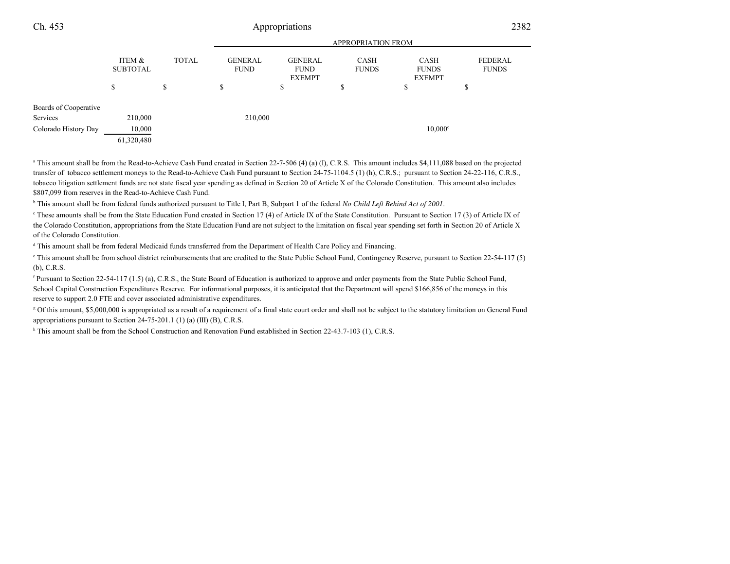| | ITEM & SUBTOTAL | TOTAL | APPROPRIATION FROM | | | | |
|---|---|---|---|---|---|---|---|
| | | | GENERAL FUND | GENERAL FUND EXEMPT | CASH FUNDS | CASH FUNDS EXEMPT | FEDERAL FUNDS |
| | $ | $ | $ | $ | $ | $ | $ |
| Boards of Cooperative Services | 210,000 | | 210,000 | | | | |
| Colorado History Day | 10,000 | | | | | 10,000[c] | |
| | 61,320,480 | | | | | | |

[a] This amount shall be from the Read-to-Achieve Cash Fund created in Section 22-7-506 (4) (a) (I), C.R.S. This amount includes $4,111,088 based on the projected transfer of tobacco settlement moneys to the Read-to-Achieve Cash Fund pursuant to Section 24-75-1104.5 (1) (h), C.R.S.; pursuant to Section 24-22-116, C.R.S., tobacco litigation settlement funds are not state fiscal year spending as defined in Section 20 of Article X of the Colorado Constitution. This amount also includes $807,099 from reserves in the Read-to-Achieve Cash Fund.

[b] This amount shall be from federal funds authorized pursuant to Title I, Part B, Subpart 1 of the federal *No Child Left Behind Act of 2001*.

[c] These amounts shall be from the State Education Fund created in Section 17 (4) of Article IX of the State Constitution. Pursuant to Section 17 (3) of Article IX of the Colorado Constitution, appropriations from the State Education Fund are not subject to the limitation on fiscal year spending set forth in Section 20 of Article X of the Colorado Constitution.

[d] This amount shall be from federal Medicaid funds transferred from the Department of Health Care Policy and Financing.

[e] This amount shall be from school district reimbursements that are credited to the State Public School Fund, Contingency Reserve, pursuant to Section 22-54-117 (5) (b), C.R.S.

[f] Pursuant to Section 22-54-117 (1.5) (a), C.R.S., the State Board of Education is authorized to approve and order payments from the State Public School Fund, School Capital Construction Expenditures Reserve. For informational purposes, it is anticipated that the Department will spend $166,856 of the moneys in this reserve to support 2.0 FTE and cover associated administrative expenditures.

[g] Of this amount, $5,000,000 is appropriated as a result of a requirement of a final state court order and shall not be subject to the statutory limitation on General Fund appropriations pursuant to Section 24-75-201.1 (1) (a) (III) (B), C.R.S.

[h] This amount shall be from the School Construction and Renovation Fund established in Section 22-43.7-103 (1), C.R.S.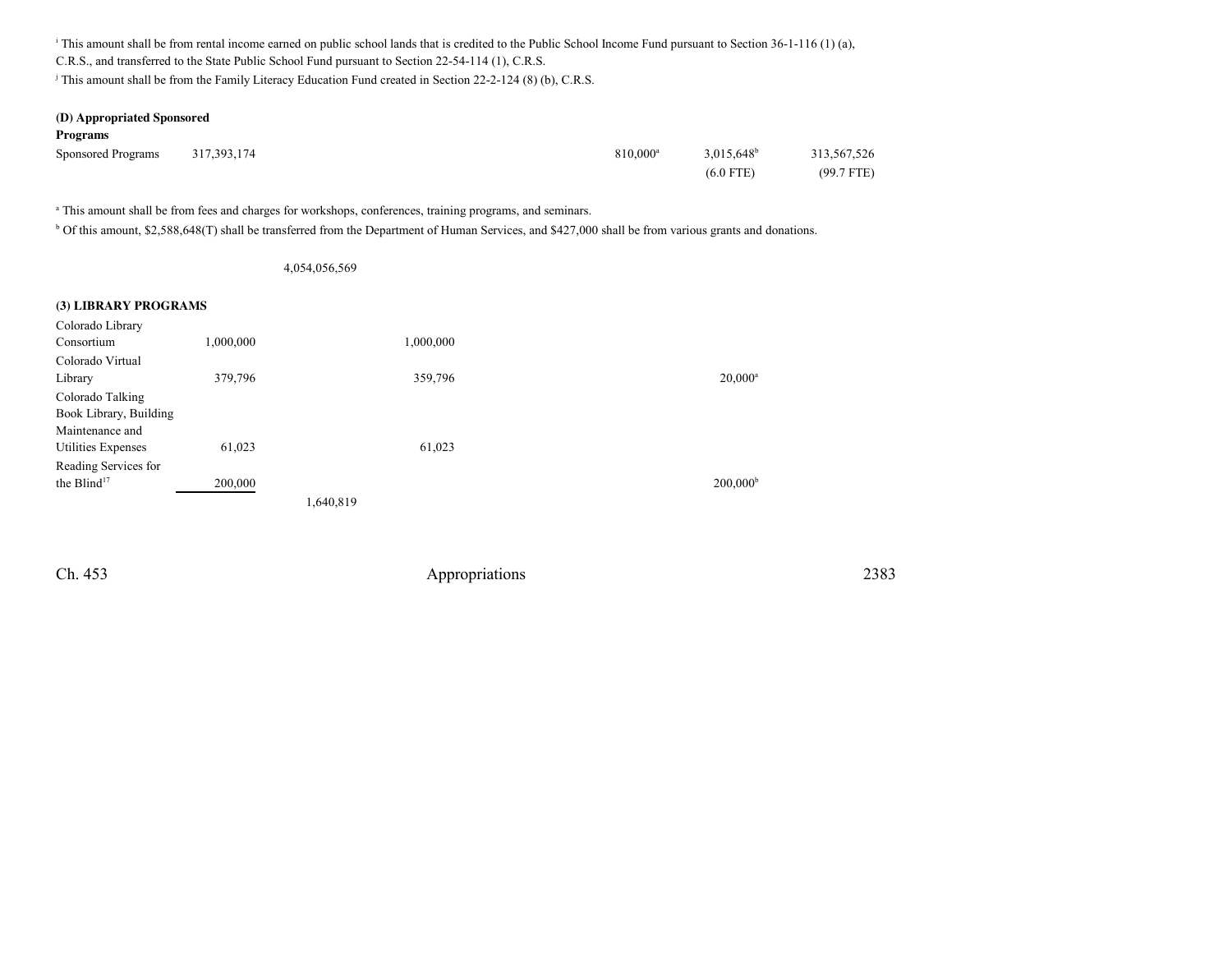[i] This amount shall be from rental income earned on public school lands that is credited to the Public School Income Fund pursuant to Section 36-1-116 (1) (a), C.R.S., and transferred to the State Public School Fund pursuant to Section 22-54-114 (1), C.R.S.

[j] This amount shall be from the Family Literacy Education Fund created in Section 22-2-124 (8) (b), C.R.S.

**(D) Appropriated Sponsored Programs**

| | | | | | | |
|---|---|---|---|---|---|---|
| Sponsored Programs | 317,393,174 | | | 810,000[a] | 3,015,648[b] | 313,567,526 |
| | | | | | (6.0 FTE) | (99.7 FTE) |

[a] This amount shall be from fees and charges for workshops, conferences, training programs, and seminars.

[b] Of this amount, $2,588,648(T) shall be transferred from the Department of Human Services, and $427,000 shall be from various grants and donations.

4,054,056,569

**(3) LIBRARY PROGRAMS**

| | | | | | |
|---|---|---|---|---|---|
| Colorado Library Consortium | 1,000,000 | | 1,000,000 | | |
| Colorado Virtual Library | 379,796 | | 359,796 | | 20,000[a] |
| Colorado Talking Book Library, Building Maintenance and Utilities Expenses | 61,023 | | 61,023 | | |
| Reading Services for the Blind[17] | 200,000 | | | | 200,000[b] |
| | | 1,640,819 | | | |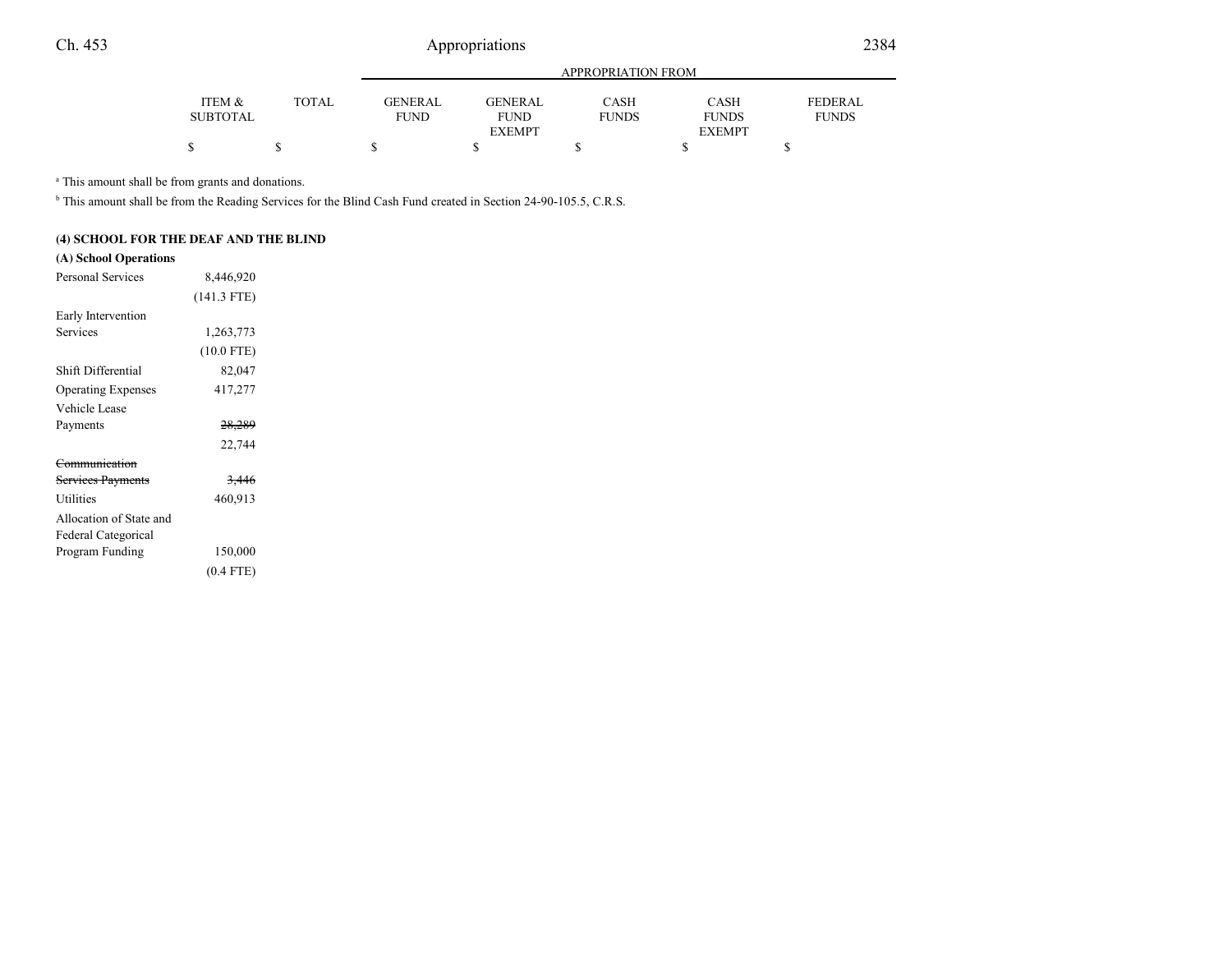| | ITEM & SUBTOTAL | TOTAL | GENERAL FUND | GENERAL FUND EXEMPT | CASH FUNDS | CASH FUNDS EXEMPT | FEDERAL FUNDS |
|---|---|---|---|---|---|---|---|
| | | | APPROPRIATION FROM | | | | |
| | $ | $ | $ | $ | $ | $ | $ |

[a] This amount shall be from grants and donations.

[b] This amount shall be from the Reading Services for the Blind Cash Fund created in Section 24-90-105.5, C.R.S.

**(4) SCHOOL FOR THE DEAF AND THE BLIND**

**(A) School Operations**

| | ITEM & SUBTOTAL | TOTAL | GENERAL FUND | GENERAL FUND EXEMPT | CASH FUNDS | CASH FUNDS EXEMPT | FEDERAL FUNDS |
|---|---|---|---|---|---|---|---|
| Personal Services | 8,446,920 | | | | | | |
| | (141.3 FTE) | | | | | | |
| Early Intervention Services | 1,263,773 | | | | | | |
| | (10.0 FTE) | | | | | | |
| Shift Differential | 82,047 | | | | | | |
| Operating Expenses | 417,277 | | | | | | |
| Vehicle Lease Payments | ~~28,289~~ | | | | | | |
| | 22,744 | | | | | | |
| ~~Communication Services Payments~~ | ~~3,446~~ | | | | | | |
| Utilities | 460,913 | | | | | | |
| Allocation of State and Federal Categorical Program Funding | 150,000 | | | | | | |
| | (0.4 FTE) | | | | | | |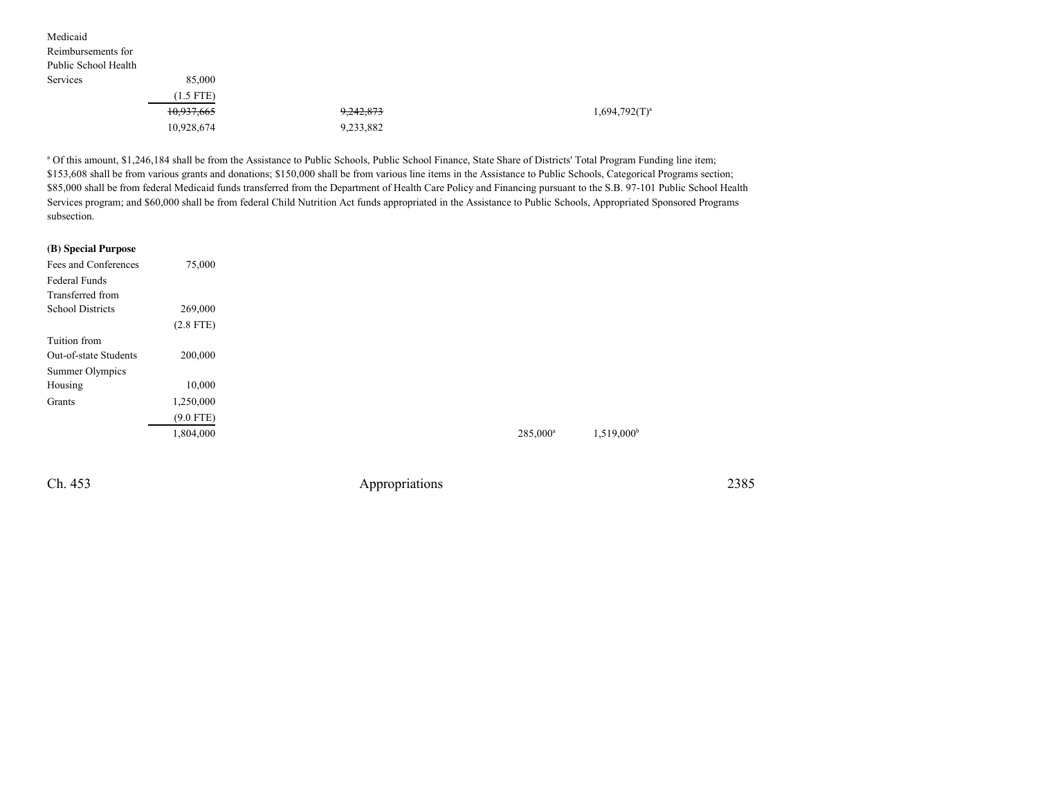| | | | | | |
|---|---|---|---|---|---|
| Medicaid Reimbursements for Public School Health Services | 85,000 | | | | |
| | (1.5 FTE) | | | | |
| | ~~10,937,665~~ | ~~9,242,873~~ | | 1,694,792(T)[a] | |
| | 10,928,674 | 9,233,882 | | | |

[a] Of this amount, $1,246,184 shall be from the Assistance to Public Schools, Public School Finance, State Share of Districts' Total Program Funding line item; $153,608 shall be from various grants and donations; $150,000 shall be from various line items in the Assistance to Public Schools, Categorical Programs section; $85,000 shall be from federal Medicaid funds transferred from the Department of Health Care Policy and Financing pursuant to the S.B. 97-101 Public School Health Services program; and $60,000 shall be from federal Child Nutrition Act funds appropriated in the Assistance to Public Schools, Appropriated Sponsored Programs subsection.

**(B) Special Purpose**

| | | | | | |
|---|---|---|---|---|---|
| Fees and Conferences | 75,000 | | | | |
| Federal Funds Transferred from School Districts | 269,000 | | | | |
| | (2.8 FTE) | | | | |
| Tuition from Out-of-state Students | 200,000 | | | | |
| Summer Olympics Housing | 10,000 | | | | |
| Grants | 1,250,000 | | | | |
| | (9.0 FTE) | | | | |
| | 1,804,000 | | 285,000[a] | 1,519,000[b] | |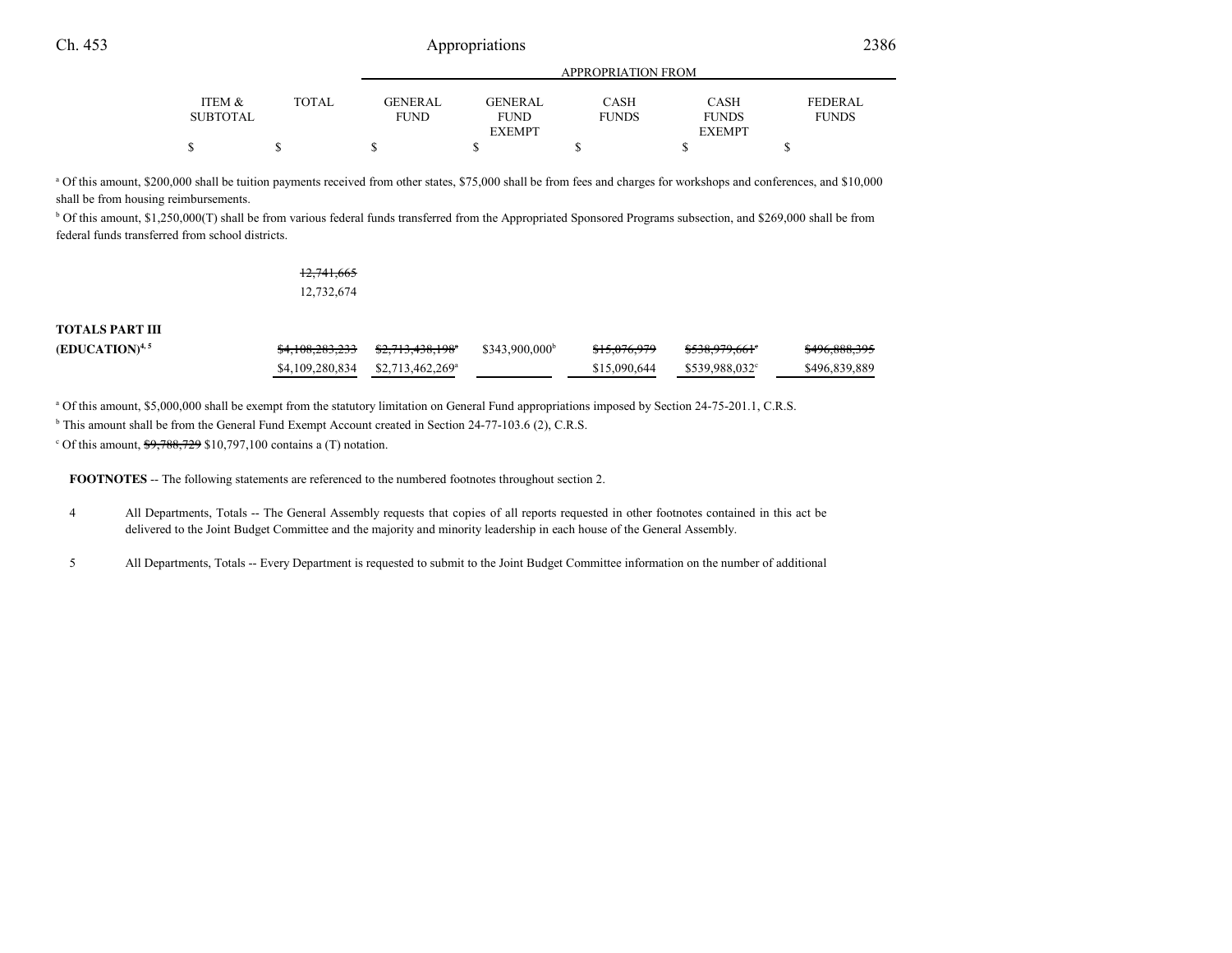| | ITEM & SUBTOTAL | TOTAL | APPROPRIATION FROM GENERAL FUND | GENERAL FUND EXEMPT | CASH FUNDS | CASH FUNDS EXEMPT | FEDERAL FUNDS |
|---|---|---|---|---|---|---|---|
| | $ | $ | $ | $ | $ | $ | $ |

[a] Of this amount, $200,000 shall be tuition payments received from other states, $75,000 shall be from fees and charges for workshops and conferences, and $10,000 shall be from housing reimbursements.

[b] Of this amount, $1,250,000(T) shall be from various federal funds transferred from the Appropriated Sponsored Programs subsection, and $269,000 shall be from federal funds transferred from school districts.

| | ITEM & SUBTOTAL | TOTAL | GENERAL FUND | GENERAL FUND EXEMPT | CASH FUNDS | CASH FUNDS EXEMPT | FEDERAL FUNDS |
|---|---|---|---|---|---|---|---|
| | | ~~12,741,665~~ 12,732,674 | | | | | |
| **TOTALS PART III (EDUCATION)**[4, 5] | | ~~$4,108,283,233~~ $4,109,280,834 | ~~$2,713,438,198~~[a] $2,713,462,269[a] | $343,900,000[b] | ~~$15,076,979~~ $15,090,644 | ~~$538,979,661~~[c] $539,988,032[c] | ~~$496,888,395~~ $496,839,889 |

[a] Of this amount, $5,000,000 shall be exempt from the statutory limitation on General Fund appropriations imposed by Section 24-75-201.1, C.R.S.

[b] This amount shall be from the General Fund Exempt Account created in Section 24-77-103.6 (2), C.R.S.

[c] Of this amount, ~~$9,788,729~~ $10,797,100 contains a (T) notation.

**FOOTNOTES** -- The following statements are referenced to the numbered footnotes throughout section 2.

4 All Departments, Totals -- The General Assembly requests that copies of all reports requested in other footnotes contained in this act be delivered to the Joint Budget Committee and the majority and minority leadership in each house of the General Assembly.

5 All Departments, Totals -- Every Department is requested to submit to the Joint Budget Committee information on the number of additional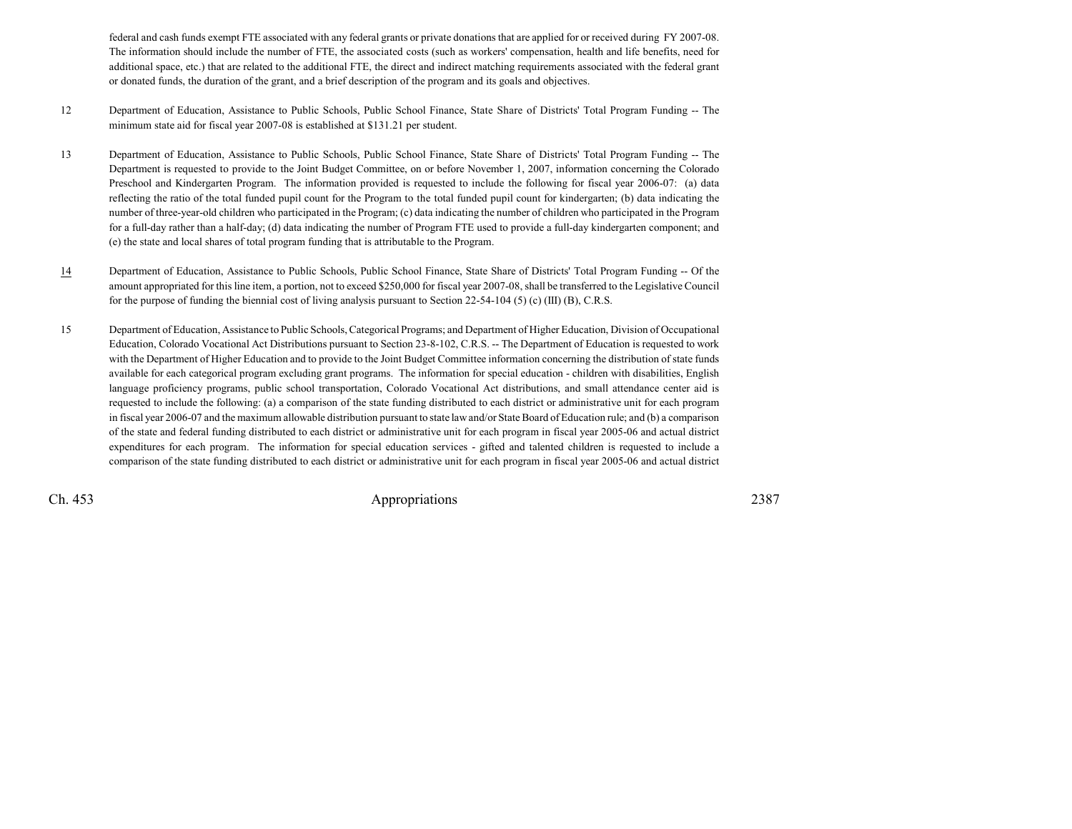federal and cash funds exempt FTE associated with any federal grants or private donations that are applied for or received during FY 2007-08. The information should include the number of FTE, the associated costs (such as workers' compensation, health and life benefits, need for additional space, etc.) that are related to the additional FTE, the direct and indirect matching requirements associated with the federal grant or donated funds, the duration of the grant, and a brief description of the program and its goals and objectives.

12 Department of Education, Assistance to Public Schools, Public School Finance, State Share of Districts' Total Program Funding -- The minimum state aid for fiscal year 2007-08 is established at $131.21 per student.

13 Department of Education, Assistance to Public Schools, Public School Finance, State Share of Districts' Total Program Funding -- The Department is requested to provide to the Joint Budget Committee, on or before November 1, 2007, information concerning the Colorado Preschool and Kindergarten Program. The information provided is requested to include the following for fiscal year 2006-07: (a) data reflecting the ratio of the total funded pupil count for the Program to the total funded pupil count for kindergarten; (b) data indicating the number of three-year-old children who participated in the Program; (c) data indicating the number of children who participated in the Program for a full-day rather than a half-day; (d) data indicating the number of Program FTE used to provide a full-day kindergarten component; and (e) the state and local shares of total program funding that is attributable to the Program.

14 Department of Education, Assistance to Public Schools, Public School Finance, State Share of Districts' Total Program Funding -- Of the amount appropriated for this line item, a portion, not to exceed $250,000 for fiscal year 2007-08, shall be transferred to the Legislative Council for the purpose of funding the biennial cost of living analysis pursuant to Section 22-54-104 (5) (c) (III) (B), C.R.S.

15 Department of Education, Assistance to Public Schools, Categorical Programs; and Department of Higher Education, Division of Occupational Education, Colorado Vocational Act Distributions pursuant to Section 23-8-102, C.R.S. -- The Department of Education is requested to work with the Department of Higher Education and to provide to the Joint Budget Committee information concerning the distribution of state funds available for each categorical program excluding grant programs. The information for special education - children with disabilities, English language proficiency programs, public school transportation, Colorado Vocational Act distributions, and small attendance center aid is requested to include the following: (a) a comparison of the state funding distributed to each district or administrative unit for each program in fiscal year 2006-07 and the maximum allowable distribution pursuant to state law and/or State Board of Education rule; and (b) a comparison of the state and federal funding distributed to each district or administrative unit for each program in fiscal year 2005-06 and actual district expenditures for each program. The information for special education services - gifted and talented children is requested to include a comparison of the state funding distributed to each district or administrative unit for each program in fiscal year 2005-06 and actual district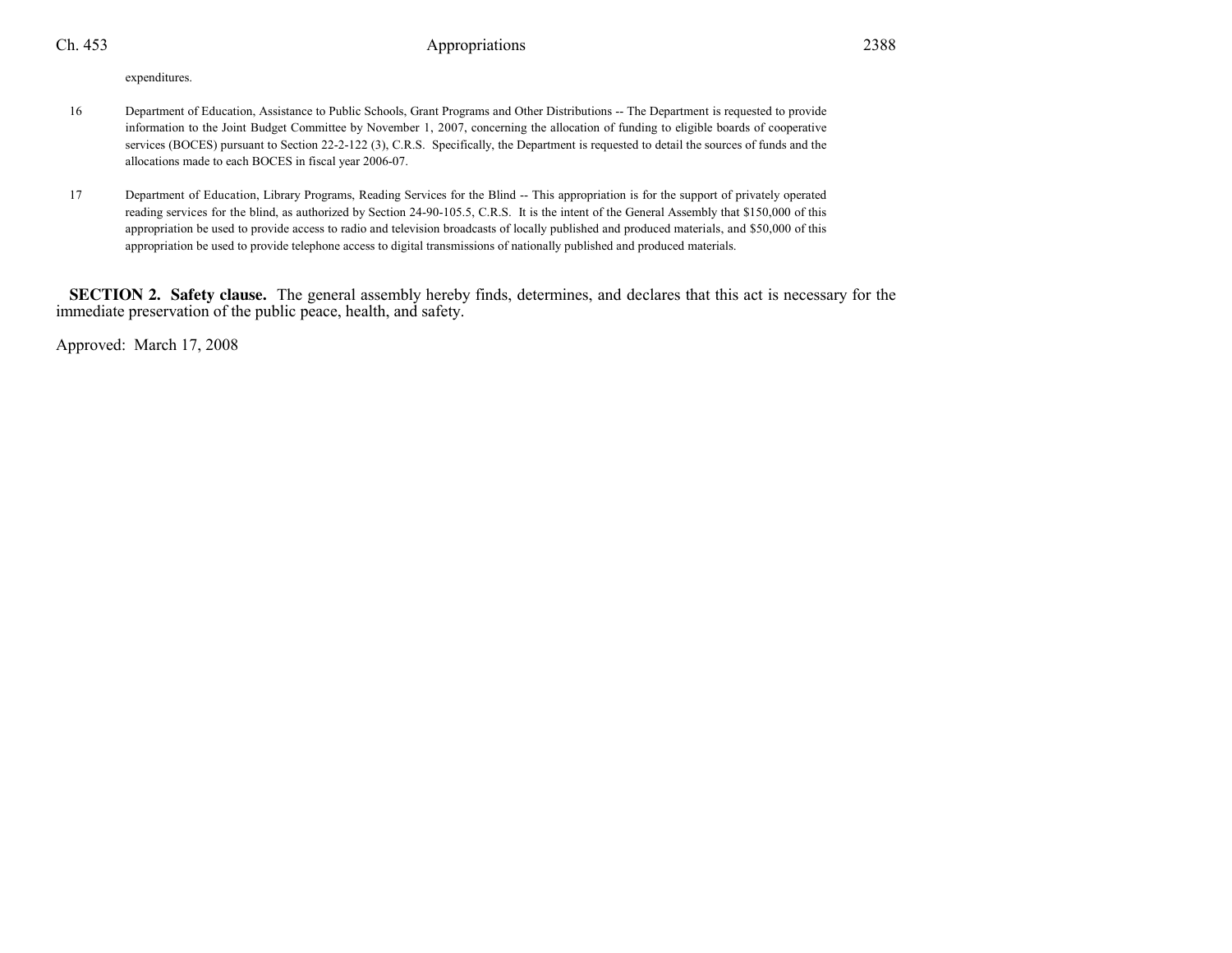expenditures.

16 Department of Education, Assistance to Public Schools, Grant Programs and Other Distributions -- The Department is requested to provide information to the Joint Budget Committee by November 1, 2007, concerning the allocation of funding to eligible boards of cooperative services (BOCES) pursuant to Section 22-2-122 (3), C.R.S. Specifically, the Department is requested to detail the sources of funds and the allocations made to each BOCES in fiscal year 2006-07.

17 Department of Education, Library Programs, Reading Services for the Blind -- This appropriation is for the support of privately operated reading services for the blind, as authorized by Section 24-90-105.5, C.R.S. It is the intent of the General Assembly that $150,000 of this appropriation be used to provide access to radio and television broadcasts of locally published and produced materials, and $50,000 of this appropriation be used to provide telephone access to digital transmissions of nationally published and produced materials.

**SECTION 2. Safety clause.** The general assembly hereby finds, determines, and declares that this act is necessary for the immediate preservation of the public peace, health, and safety.

Approved: March 17, 2008